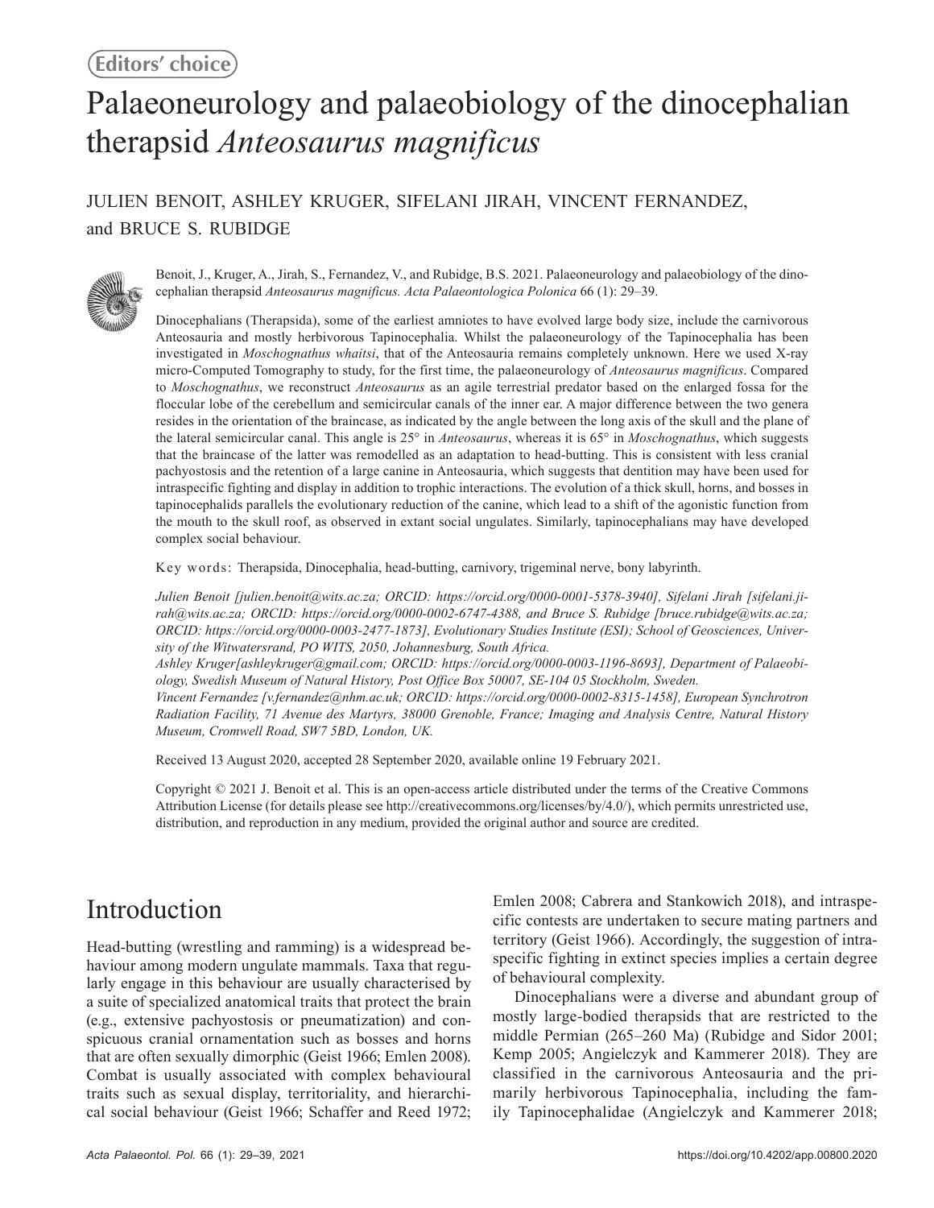Editors' choice

# Palaeoneurology and palaeobiology of the dinocephalian therapsid *Anteosaurus magnificus*

JULIEN BENOIT, ASHLEY KRUGER, SIFELANI JIRAH, VINCENT FERNANDEZ, and BRUCE S. RUBIDGE

Benoit, J., Kruger, A., Jirah, S., Fernandez, V., and Rubidge, B.S. 2021. Palaeoneurology and palaeobiology of the dinocephalian therapsid *Anteosaurus magnificus*. *Acta Palaeontologica Polonica* 66 (1): 29–39.

Dinocephalians (Therapsida), some of the earliest amniotes to have evolved large body size, include the carnivorous Anteosauria and mostly herbivorous Tapinocephalia. Whilst the palaeoneurology of the Tapinocephalia has been investigated in *Moschognathus whaitsi*, that of the Anteosauria remains completely unknown. Here we used X-ray micro-Computed Tomography to study, for the first time, the palaeoneurology of *Anteosaurus magnificus*. Compared to *Moschognathus*, we reconstruct *Anteosaurus* as an agile terrestrial predator based on the enlarged fossa for the floccular lobe of the cerebellum and semicircular canals of the inner ear. A major difference between the two genera resides in the orientation of the braincase, as indicated by the angle between the long axis of the skull and the plane of the lateral semicircular canal. This angle is 25° in *Anteosaurus*, whereas it is 65° in *Moschognathus*, which suggests that the braincase of the latter was remodelled as an adaptation to head-butting. This is consistent with less cranial pachyostosis and the retention of a large canine in Anteosauria, which suggests that dentition may have been used for intraspecific fighting and display in addition to trophic interactions. The evolution of a thick skull, horns, and bosses in tapinocephalids parallels the evolutionary reduction of the canine, which lead to a shift of the agonistic function from the mouth to the skull roof, as observed in extant social ungulates. Similarly, tapinocephalians may have developed complex social behaviour.

Key words: Therapsida, Dinocephalia, head-butting, carnivory, trigeminal nerve, bony labyrinth.

*Julien Benoit [julien.benoit@wits.ac.za; ORCID: https://orcid.org/0000-0001-5378-3940], Sifelani Jirah [sifelani.jirah@wits.ac.za; ORCID: https://orcid.org/0000-0002-6747-4388, and Bruce S. Rubidge [bruce.rubidge@wits.ac.za; ORCID: https://orcid.org/0000-0003-2477-1873], Evolutionary Studies Institute (ESI); School of Geosciences, University of the Witwatersrand, PO WITS, 2050, Johannesburg, South Africa.*

*Ashley Kruger[ashleykruger@gmail.com; ORCID: https://orcid.org/0000-0003-1196-8693], Department of Palaeobiology, Swedish Museum of Natural History, Post Office Box 50007, SE-104 05 Stockholm, Sweden.*

*Vincent Fernandez [v.fernandez@nhm.ac.uk; ORCID: https://orcid.org/0000-0002-8315-1458], European Synchrotron Radiation Facility, 71 Avenue des Martyrs, 38000 Grenoble, France; Imaging and Analysis Centre, Natural History Museum, Cromwell Road, SW7 5BD, London, UK.*

Received 13 August 2020, accepted 28 September 2020, available online 19 February 2021.

Copyright © 2021 J. Benoit et al. This is an open-access article distributed under the terms of the Creative Commons Attribution License (for details please see http://creativecommons.org/licenses/by/4.0/), which permits unrestricted use, distribution, and reproduction in any medium, provided the original author and source are credited.

## Introduction

Head-butting (wrestling and ramming) is a widespread behaviour among modern ungulate mammals. Taxa that regularly engage in this behaviour are usually characterised by a suite of specialized anatomical traits that protect the brain (e.g., extensive pachyostosis or pneumatization) and conspicuous cranial ornamentation such as bosses and horns that are often sexually dimorphic (Geist 1966; Emlen 2008). Combat is usually associated with complex behavioural traits such as sexual display, territoriality, and hierarchical social behaviour (Geist 1966; Schaffer and Reed 1972; Emlen 2008; Cabrera and Stankowich 2018), and intraspecific contests are undertaken to secure mating partners and territory (Geist 1966). Accordingly, the suggestion of intraspecific fighting in extinct species implies a certain degree of behavioural complexity.

Dinocephalians were a diverse and abundant group of mostly large-bodied therapsids that are restricted to the middle Permian (265–260 Ma) (Rubidge and Sidor 2001; Kemp 2005; Angielczyk and Kammerer 2018). They are classified in the carnivorous Anteosauria and the primarily herbivorous Tapinocephalia, including the family Tapinocephalidae (Angielczyk and Kammerer 2018;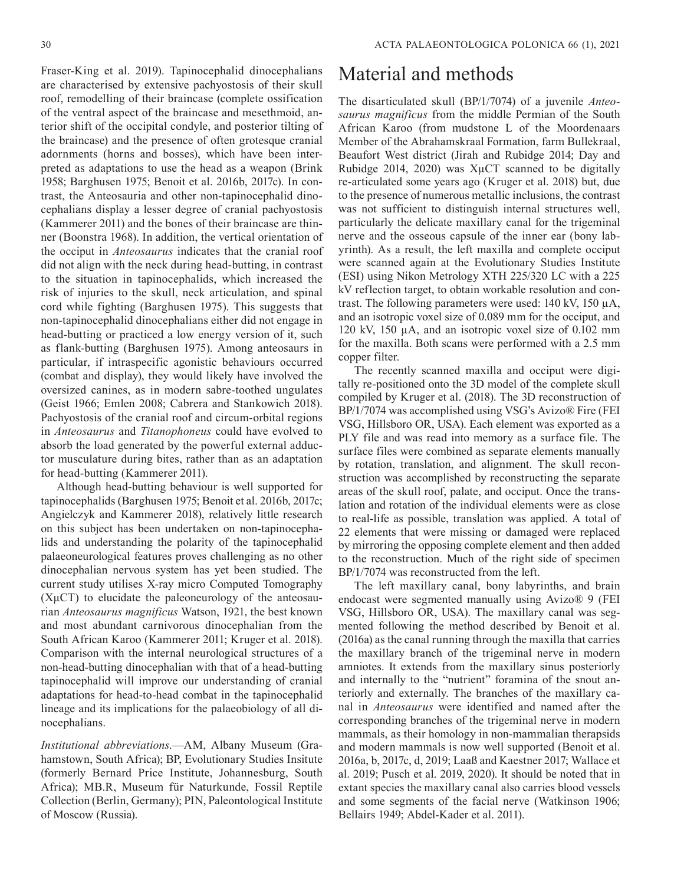Fraser-King et al. 2019). Tapinocephalid dinocephalians are characterised by extensive pachyostosis of their skull roof, remodelling of their braincase (complete ossification of the ventral aspect of the braincase and mesethmoid, anterior shift of the occipital condyle, and posterior tilting of the braincase) and the presence of often grotesque cranial adornments (horns and bosses), which have been interpreted as adaptations to use the head as a weapon (Brink 1958; Barghusen 1975; Benoit et al. 2016b, 2017c). In contrast, the Anteosauria and other non-tapinocephalid dinocephalians display a lesser degree of cranial pachyostosis (Kammerer 2011) and the bones of their braincase are thinner (Boonstra 1968). In addition, the vertical orientation of the occiput in *Anteosaurus* indicates that the cranial roof did not align with the neck during head-butting, in contrast to the situation in tapinocephalids, which increased the risk of injuries to the skull, neck articulation, and spinal cord while fighting (Barghusen 1975). This suggests that non-tapinocephalid dinocephalians either did not engage in head-butting or practiced a low energy version of it, such as flank-butting (Barghusen 1975). Among anteosaurs in particular, if intraspecific agonistic behaviours occurred (combat and display), they would likely have involved the oversized canines, as in modern sabre-toothed ungulates (Geist 1966; Emlen 2008; Cabrera and Stankowich 2018). Pachyostosis of the cranial roof and circum-orbital regions in *Anteosaurus* and *Titanophoneus* could have evolved to absorb the load generated by the powerful external adductor musculature during bites, rather than as an adaptation for head-butting (Kammerer 2011).

Although head-butting behaviour is well supported for tapinocephalids (Barghusen 1975; Benoit et al. 2016b, 2017c; Angielczyk and Kammerer 2018), relatively little research on this subject has been undertaken on non-tapinocephalids and understanding the polarity of the tapinocephalid palaeoneurological features proves challenging as no other dinocephalian nervous system has yet been studied. The current study utilises X-ray micro Computed Tomography (XμCT) to elucidate the paleoneurology of the anteosaurian *Anteosaurus magnificus* Watson, 1921, the best known and most abundant carnivorous dinocephalian from the South African Karoo (Kammerer 2011; Kruger et al. 2018). Comparison with the internal neurological structures of a non-head-butting dinocephalian with that of a head-butting tapinocephalid will improve our understanding of cranial adaptations for head-to-head combat in the tapinocephalid lineage and its implications for the palaeobiology of all dinocephalians.

*Institutional abbreviations*.—AM, Albany Museum (Grahamstown, South Africa); BP, Evolutionary Studies Insitute (formerly Bernard Price Institute, Johannesburg, South Africa); MB.R, Museum für Naturkunde, Fossil Reptile Collection (Berlin, Germany); PIN, Paleontological Institute of Moscow (Russia).

# Material and methods

The disarticulated skull (BP/1/7074) of a juvenile *Anteosaurus magnificus* from the middle Permian of the South African Karoo (from mudstone L of the Moordenaars Member of the Abrahamskraal Formation, farm Bullekraal, Beaufort West district (Jirah and Rubidge 2014; Day and Rubidge 2014, 2020) was XμCT scanned to be digitally re-articulated some years ago (Kruger et al. 2018) but, due to the presence of numerous metallic inclusions, the contrast was not sufficient to distinguish internal structures well, particularly the delicate maxillary canal for the trigeminal nerve and the osseous capsule of the inner ear (bony labyrinth). As a result, the left maxilla and complete occiput were scanned again at the Evolutionary Studies Institute (ESI) using Nikon Metrology XTH 225/320 LC with a 225 kV reflection target, to obtain workable resolution and contrast. The following parameters were used: 140 kV, 150 μA, and an isotropic voxel size of 0.089 mm for the occiput, and 120 kV, 150 μA, and an isotropic voxel size of 0.102 mm for the maxilla. Both scans were performed with a 2.5 mm copper filter.

The recently scanned maxilla and occiput were digitally re-positioned onto the 3D model of the complete skull compiled by Kruger et al. (2018). The 3D reconstruction of BP/1/7074 was accomplished using VSG's Avizo® Fire (FEI VSG, Hillsboro OR, USA). Each element was exported as a PLY file and was read into memory as a surface file. The surface files were combined as separate elements manually by rotation, translation, and alignment. The skull reconstruction was accomplished by reconstructing the separate areas of the skull roof, palate, and occiput. Once the translation and rotation of the individual elements were as close to real-life as possible, translation was applied. A total of 22 elements that were missing or damaged were replaced by mirroring the opposing complete element and then added to the reconstruction. Much of the right side of specimen BP/1/7074 was reconstructed from the left.

The left maxillary canal, bony labyrinths, and brain endocast were segmented manually using Avizo® 9 (FEI VSG, Hillsboro OR, USA). The maxillary canal was segmented following the method described by Benoit et al. (2016a) as the canal running through the maxilla that carries the maxillary branch of the trigeminal nerve in modern amniotes. It extends from the maxillary sinus posteriorly and internally to the "nutrient" foramina of the snout anteriorly and externally. The branches of the maxillary canal in *Anteosaurus* were identified and named after the corresponding branches of the trigeminal nerve in modern mammals, as their homology in non-mammalian therapsids and modern mammals is now well supported (Benoit et al. 2016a, b, 2017c, d, 2019; Laaß and Kaestner 2017; Wallace et al. 2019; Pusch et al. 2019, 2020). It should be noted that in extant species the maxillary canal also carries blood vessels and some segments of the facial nerve (Watkinson 1906; Bellairs 1949; Abdel-Kader et al. 2011).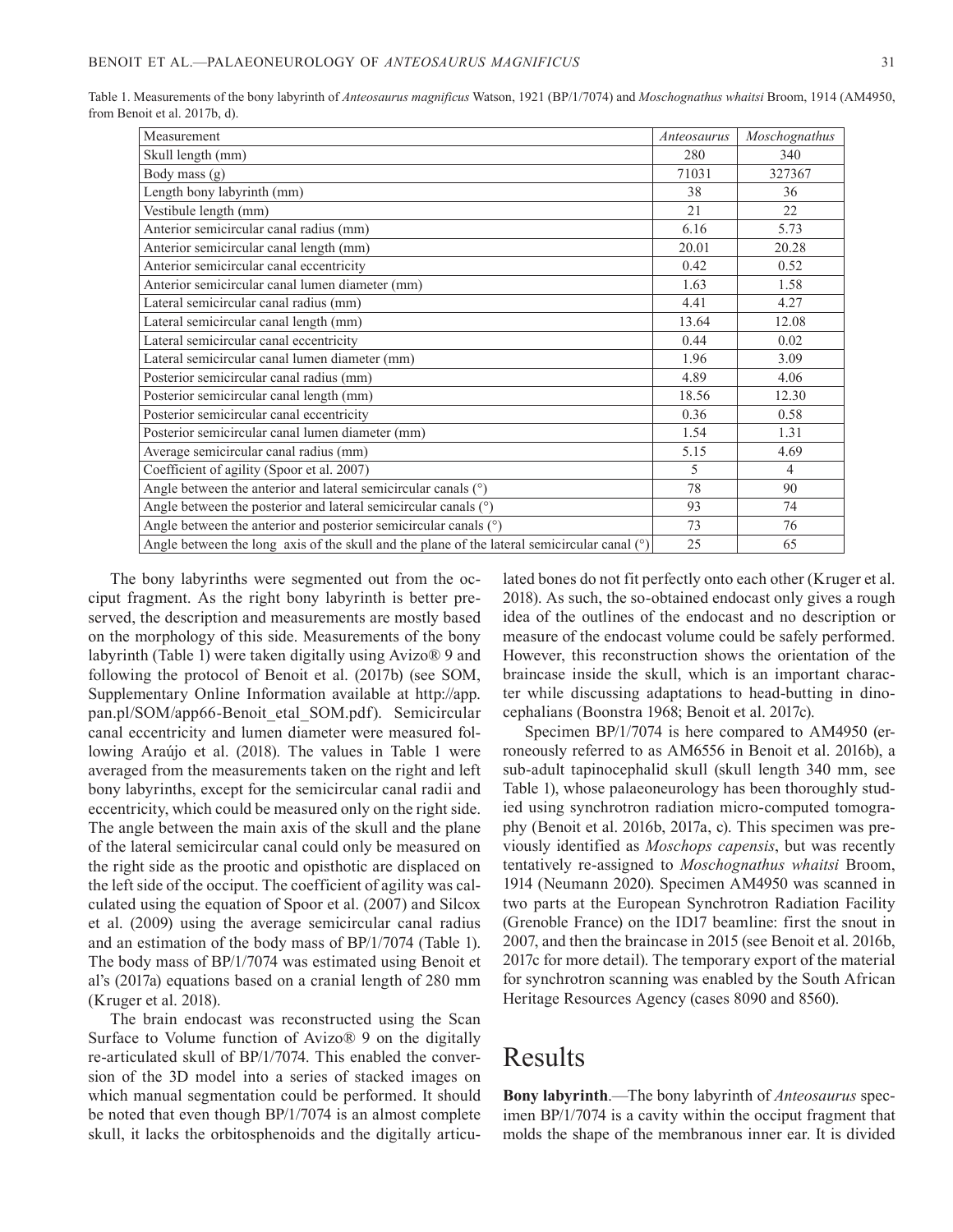Table 1. Measurements of the bony labyrinth of *Anteosaurus magnificus* Watson, 1921 (BP/1/7074) and *Moschognathus whaitsi* Broom, 1914 (AM4950, from Benoit et al. 2017b, d).

| Measurement | *Anteosaurus* | *Moschognathus* |
|---|---|---|
| Skull length (mm) | 280 | 340 |
| Body mass (g) | 71031 | 327367 |
| Length bony labyrinth (mm) | 38 | 36 |
| Vestibule length (mm) | 21 | 22 |
| Anterior semicircular canal radius (mm) | 6.16 | 5.73 |
| Anterior semicircular canal length (mm) | 20.01 | 20.28 |
| Anterior semicircular canal eccentricity | 0.42 | 0.52 |
| Anterior semicircular canal lumen diameter (mm) | 1.63 | 1.58 |
| Lateral semicircular canal radius (mm) | 4.41 | 4.27 |
| Lateral semicircular canal length (mm) | 13.64 | 12.08 |
| Lateral semicircular canal eccentricity | 0.44 | 0.02 |
| Lateral semicircular canal lumen diameter (mm) | 1.96 | 3.09 |
| Posterior semicircular canal radius (mm) | 4.89 | 4.06 |
| Posterior semicircular canal length (mm) | 18.56 | 12.30 |
| Posterior semicircular canal eccentricity | 0.36 | 0.58 |
| Posterior semicircular canal lumen diameter (mm) | 1.54 | 1.31 |
| Average semicircular canal radius (mm) | 5.15 | 4.69 |
| Coefficient of agility (Spoor et al. 2007) | 5 | 4 |
| Angle between the anterior and lateral semicircular canals (°) | 78 | 90 |
| Angle between the posterior and lateral semicircular canals (°) | 93 | 74 |
| Angle between the anterior and posterior semicircular canals (°) | 73 | 76 |
| Angle between the long axis of the skull and the plane of the lateral semicircular canal (°) | 25 | 65 |

The bony labyrinths were segmented out from the occiput fragment. As the right bony labyrinth is better preserved, the description and measurements are mostly based on the morphology of this side. Measurements of the bony labyrinth (Table 1) were taken digitally using Avizo® 9 and following the protocol of Benoit et al. (2017b) (see SOM, Supplementary Online Information available at http://app.pan.pl/SOM/app66-Benoit_etal_SOM.pdf). Semicircular canal eccentricity and lumen diameter were measured following Araújo et al. (2018). The values in Table 1 were averaged from the measurements taken on the right and left bony labyrinths, except for the semicircular canal radii and eccentricity, which could be measured only on the right side. The angle between the main axis of the skull and the plane of the lateral semicircular canal could only be measured on the right side as the prootic and opisthotic are displaced on the left side of the occiput. The coefficient of agility was calculated using the equation of Spoor et al. (2007) and Silcox et al. (2009) using the average semicircular canal radius and an estimation of the body mass of BP/1/7074 (Table 1). The body mass of BP/1/7074 was estimated using Benoit et al's (2017a) equations based on a cranial length of 280 mm (Kruger et al. 2018).

The brain endocast was reconstructed using the Scan Surface to Volume function of Avizo® 9 on the digitally re-articulated skull of BP/1/7074. This enabled the conversion of the 3D model into a series of stacked images on which manual segmentation could be performed. It should be noted that even though BP/1/7074 is an almost complete skull, it lacks the orbitosphenoids and the digitally articulated bones do not fit perfectly onto each other (Kruger et al. 2018). As such, the so-obtained endocast only gives a rough idea of the outlines of the endocast and no description or measure of the endocast volume could be safely performed. However, this reconstruction shows the orientation of the braincase inside the skull, which is an important character while discussing adaptations to head-butting in dinocephalians (Boonstra 1968; Benoit et al. 2017c).

Specimen BP/1/7074 is here compared to AM4950 (erroneously referred to as AM6556 in Benoit et al. 2016b), a sub-adult tapinocephalid skull (skull length 340 mm, see Table 1), whose palaeoneurology has been thoroughly studied using synchrotron radiation micro-computed tomography (Benoit et al. 2016b, 2017a, c). This specimen was previously identified as *Moschops capensis*, but was recently tentatively re-assigned to *Moschognathus whaitsi* Broom, 1914 (Neumann 2020). Specimen AM4950 was scanned in two parts at the European Synchrotron Radiation Facility (Grenoble France) on the ID17 beamline: first the snout in 2007, and then the braincase in 2015 (see Benoit et al. 2016b, 2017c for more detail). The temporary export of the material for synchrotron scanning was enabled by the South African Heritage Resources Agency (cases 8090 and 8560).

# Results

**Bony labyrinth**.—The bony labyrinth of *Anteosaurus* specimen BP/1/7074 is a cavity within the occiput fragment that molds the shape of the membranous inner ear. It is divided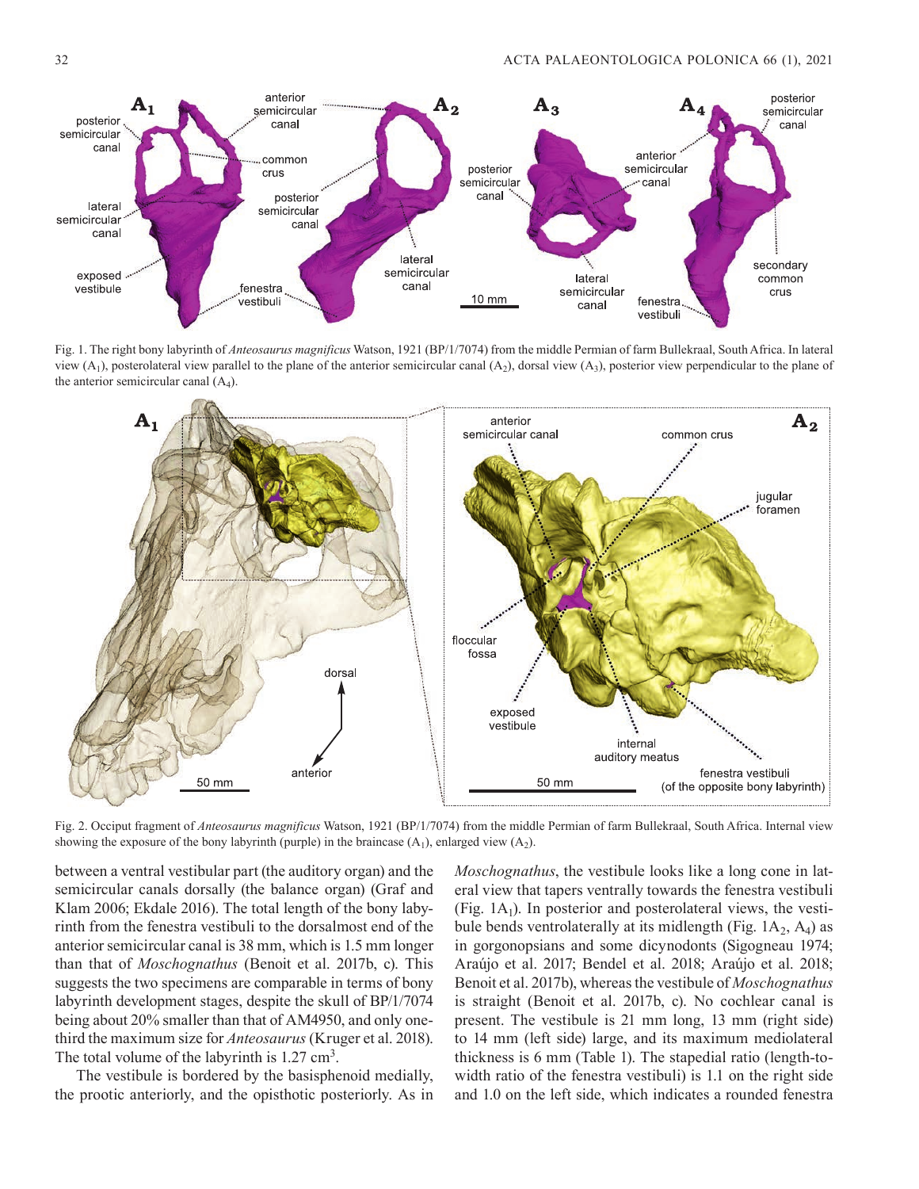Fig. 1. The right bony labyrinth of *Anteosaurus magnificus* Watson, 1921 (BP/1/7074) from the middle Permian of farm Bullekraal, South Africa. In lateral view ($A_1$), posterolateral view parallel to the plane of the anterior semicircular canal ($A_2$), dorsal view ($A_3$), posterior view perpendicular to the plane of the anterior semicircular canal ($A_4$).

Fig. 2. Occiput fragment of *Anteosaurus magnificus* Watson, 1921 (BP/1/7074) from the middle Permian of farm Bullekraal, South Africa. Internal view showing the exposure of the bony labyrinth (purple) in the braincase ($A_1$), enlarged view ($A_2$).

between a ventral vestibular part (the auditory organ) and the semicircular canals dorsally (the balance organ) (Graf and Klam 2006; Ekdale 2016). The total length of the bony labyrinth from the fenestra vestibuli to the dorsalmost end of the anterior semicircular canal is 38 mm, which is 1.5 mm longer than that of *Moschognathus* (Benoit et al. 2017b, c). This suggests the two specimens are comparable in terms of bony labyrinth development stages, despite the skull of BP/1/7074 being about 20% smaller than that of AM4950, and only one-third the maximum size for *Anteosaurus* (Kruger et al. 2018). The total volume of the labyrinth is 1.27 $cm^3$.

The vestibule is bordered by the basisphenoid medially, the prootic anteriorly, and the opisthotic posteriorly. As in *Moschognathus*, the vestibule looks like a long cone in lateral view that tapers ventrally towards the fenestra vestibuli (Fig. $1A_1$). In posterior and posterolateral views, the vestibule bends ventrolaterally at its midlength (Fig. $1A_2$, $A_4$) as in gorgonopsians and some dicynodonts (Sigogneau 1974; Araújo et al. 2017; Bendel et al. 2018; Araújo et al. 2018; Benoit et al. 2017b), whereas the vestibule of *Moschognathus* is straight (Benoit et al. 2017b, c). No cochlear canal is present. The vestibule is 21 mm long, 13 mm (right side) to 14 mm (left side) large, and its maximum mediolateral thickness is 6 mm (Table 1). The stapedial ratio (length-to-width ratio of the fenestra vestibuli) is 1.1 on the right side and 1.0 on the left side, which indicates a rounded fenestra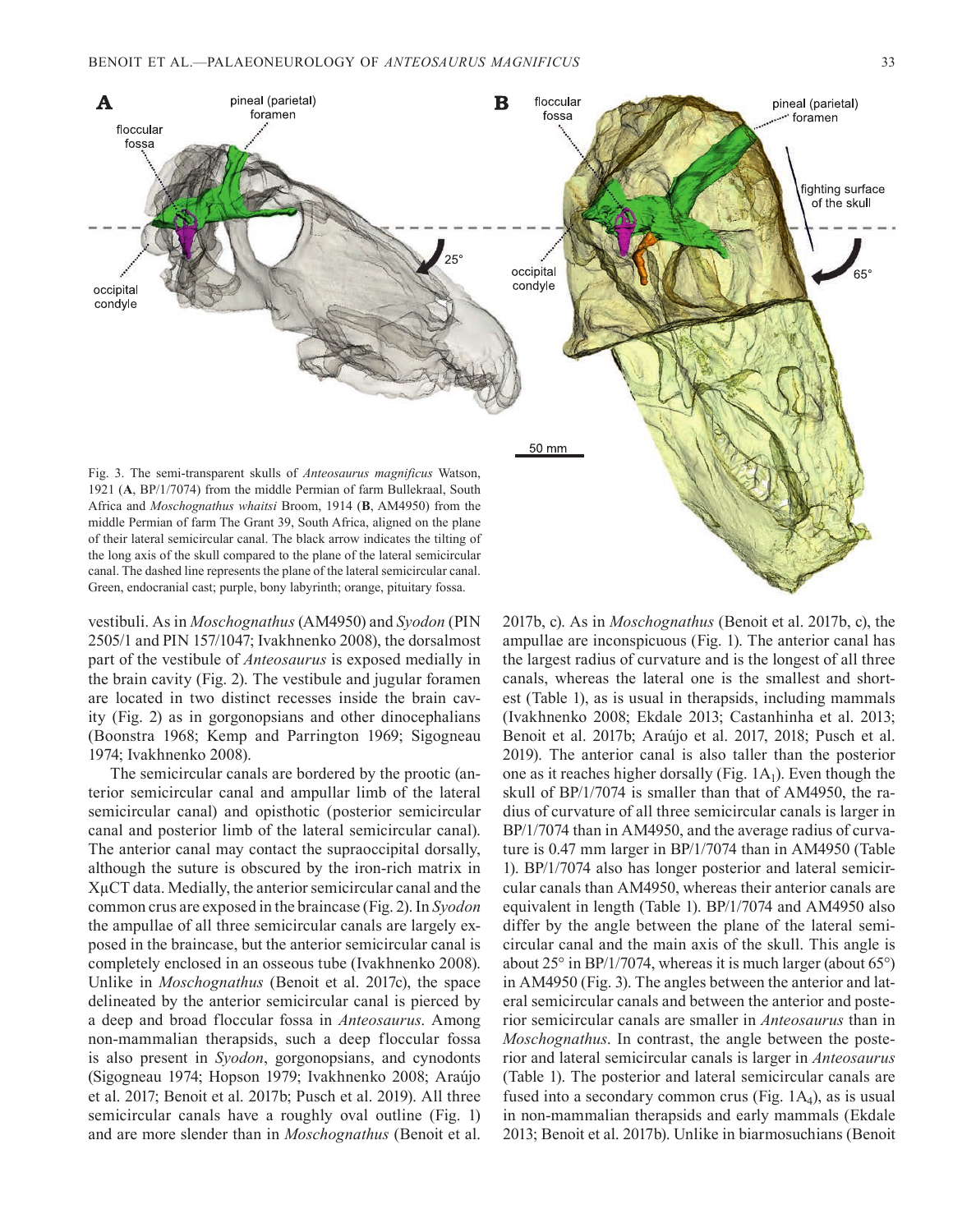Fig. 3. The semi-transparent skulls of *Anteosaurus magnificus* Watson, 1921 (**A**, BP/1/7074) from the middle Permian of farm Bullekraal, South Africa and *Moschognathus whaitsi* Broom, 1914 (**B**, AM4950) from the middle Permian of farm The Grant 39, South Africa, aligned on the plane of their lateral semicircular canal. The black arrow indicates the tilting of the long axis of the skull compared to the plane of the lateral semicircular canal. The dashed line represents the plane of the lateral semicircular canal. Green, endocranial cast; purple, bony labyrinth; orange, pituitary fossa.

vestibuli. As in *Moschognathus* (AM4950) and *Syodon* (PIN 2505/1 and PIN 157/1047; Ivakhnenko 2008), the dorsalmost part of the vestibule of *Anteosaurus* is exposed medially in the brain cavity (Fig. 2). The vestibule and jugular foramen are located in two distinct recesses inside the brain cavity (Fig. 2) as in gorgonopsians and other dinocephalians (Boonstra 1968; Kemp and Parrington 1969; Sigogneau 1974; Ivakhnenko 2008).

The semicircular canals are bordered by the prootic (anterior semicircular canal and ampullar limb of the lateral semicircular canal) and opisthotic (posterior semicircular canal and posterior limb of the lateral semicircular canal). The anterior canal may contact the supraoccipital dorsally, although the suture is obscured by the iron-rich matrix in XμCT data. Medially, the anterior semicircular canal and the common crus are exposed in the braincase (Fig. 2). In *Syodon* the ampullae of all three semicircular canals are largely exposed in the braincase, but the anterior semicircular canal is completely enclosed in an osseous tube (Ivakhnenko 2008). Unlike in *Moschognathus* (Benoit et al. 2017c), the space delineated by the anterior semicircular canal is pierced by a deep and broad floccular fossa in *Anteosaurus*. Among non-mammalian therapsids, such a deep floccular fossa is also present in *Syodon*, gorgonopsians, and cynodonts (Sigogneau 1974; Hopson 1979; Ivakhnenko 2008; Araújo et al. 2017; Benoit et al. 2017b; Pusch et al. 2019). All three semicircular canals have a roughly oval outline (Fig. 1) and are more slender than in *Moschognathus* (Benoit et al. 2017b, c). As in *Moschognathus* (Benoit et al. 2017b, c), the ampullae are inconspicuous (Fig. 1). The anterior canal has the largest radius of curvature and is the longest of all three canals, whereas the lateral one is the smallest and shortest (Table 1), as is usual in therapsids, including mammals (Ivakhnenko 2008; Ekdale 2013; Castanhinha et al. 2013; Benoit et al. 2017b; Araújo et al. 2017, 2018; Pusch et al. 2019). The anterior canal is also taller than the posterior one as it reaches higher dorsally (Fig. $1A_1$). Even though the skull of BP/1/7074 is smaller than that of AM4950, the radius of curvature of all three semicircular canals is larger in BP/1/7074 than in AM4950, and the average radius of curvature is 0.47 mm larger in BP/1/7074 than in AM4950 (Table 1). BP/1/7074 also has longer posterior and lateral semicircular canals than AM4950, whereas their anterior canals are equivalent in length (Table 1). BP/1/7074 and AM4950 also differ by the angle between the plane of the lateral semicircular canal and the main axis of the skull. This angle is about 25° in BP/1/7074, whereas it is much larger (about 65°) in AM4950 (Fig. 3). The angles between the anterior and lateral semicircular canals and between the anterior and posterior semicircular canals are smaller in *Anteosaurus* than in *Moschognathus*. In contrast, the angle between the posterior and lateral semicircular canals is larger in *Anteosaurus* (Table 1). The posterior and lateral semicircular canals are fused into a secondary common crus (Fig. $1A_4$), as is usual in non-mammalian therapsids and early mammals (Ekdale 2013; Benoit et al. 2017b). Unlike in biarmosuchians (Benoit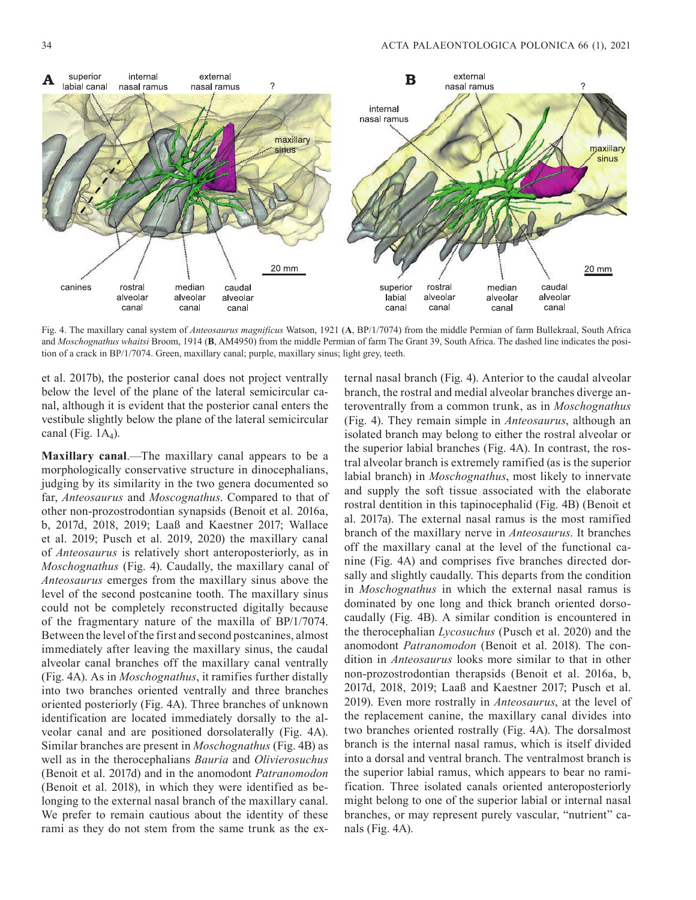Fig. 4. The maxillary canal system of *Anteosaurus magnificus* Watson, 1921 (**A**, BP/1/7074) from the middle Permian of farm Bullekraal, South Africa and *Moschognathus whaitsi* Broom, 1914 (**B**, AM4950) from the middle Permian of farm The Grant 39, South Africa. The dashed line indicates the position of a crack in BP/1/7074. Green, maxillary canal; purple, maxillary sinus; light grey, teeth.

et al. 2017b), the posterior canal does not project ventrally below the level of the plane of the lateral semicircular canal, although it is evident that the posterior canal enters the vestibule slightly below the plane of the lateral semicircular canal (Fig. $1A_4$).

**Maxillary canal**.—The maxillary canal appears to be a morphologically conservative structure in dinocephalians, judging by its similarity in the two genera documented so far, *Anteosaurus* and *Moscognathus*. Compared to that of other non-prozostrodontian synapsids (Benoit et al. 2016a, b, 2017d, 2018, 2019; Laaß and Kaestner 2017; Wallace et al. 2019; Pusch et al. 2019, 2020) the maxillary canal of *Anteosaurus* is relatively short anteroposteriorly, as in *Moschognathus* (Fig. 4). Caudally, the maxillary canal of *Anteosaurus* emerges from the maxillary sinus above the level of the second postcanine tooth. The maxillary sinus could not be completely reconstructed digitally because of the fragmentary nature of the maxilla of BP/1/7074. Between the level of the first and second postcanines, almost immediately after leaving the maxillary sinus, the caudal alveolar canal branches off the maxillary canal ventrally (Fig. 4A). As in *Moschognathus*, it ramifies further distally into two branches oriented ventrally and three branches oriented posteriorly (Fig. 4A). Three branches of unknown identification are located immediately dorsally to the alveolar canal and are positioned dorsolaterally (Fig. 4A). Similar branches are present in *Moschognathus* (Fig. 4B) as well as in the therocephalians *Bauria* and *Olivierosuchus* (Benoit et al. 2017d) and in the anomodont *Patranomodon* (Benoit et al. 2018), in which they were identified as belonging to the external nasal branch of the maxillary canal. We prefer to remain cautious about the identity of these rami as they do not stem from the same trunk as the external nasal branch (Fig. 4). Anterior to the caudal alveolar branch, the rostral and medial alveolar branches diverge anteroventrally from a common trunk, as in *Moschognathus* (Fig. 4). They remain simple in *Anteosaurus*, although an isolated branch may belong to either the rostral alveolar or the superior labial branches (Fig. 4A). In contrast, the rostral alveolar branch is extremely ramified (as is the superior labial branch) in *Moschognathus*, most likely to innervate and supply the soft tissue associated with the elaborate rostral dentition in this tapinocephalid (Fig. 4B) (Benoit et al. 2017a). The external nasal ramus is the most ramified branch of the maxillary nerve in *Anteosaurus*. It branches off the maxillary canal at the level of the functional canine (Fig. 4A) and comprises five branches directed dorsally and slightly caudally. This departs from the condition in *Moschognathus* in which the external nasal ramus is dominated by one long and thick branch oriented dorsocaudally (Fig. 4B). A similar condition is encountered in the therocephalian *Lycosuchus* (Pusch et al. 2020) and the anomodont *Patranomodon* (Benoit et al. 2018). The condition in *Anteosaurus* looks more similar to that in other non-prozostrodontian therapsids (Benoit et al. 2016a, b, 2017d, 2018, 2019; Laaß and Kaestner 2017; Pusch et al. 2019). Even more rostrally in *Anteosaurus*, at the level of the replacement canine, the maxillary canal divides into two branches oriented rostrally (Fig. 4A). The dorsalmost branch is the internal nasal ramus, which is itself divided into a dorsal and ventral branch. The ventralmost branch is the superior labial ramus, which appears to bear no ramification. Three isolated canals oriented anteroposteriorly might belong to one of the superior labial or internal nasal branches, or may represent purely vascular, "nutrient" canals (Fig. 4A).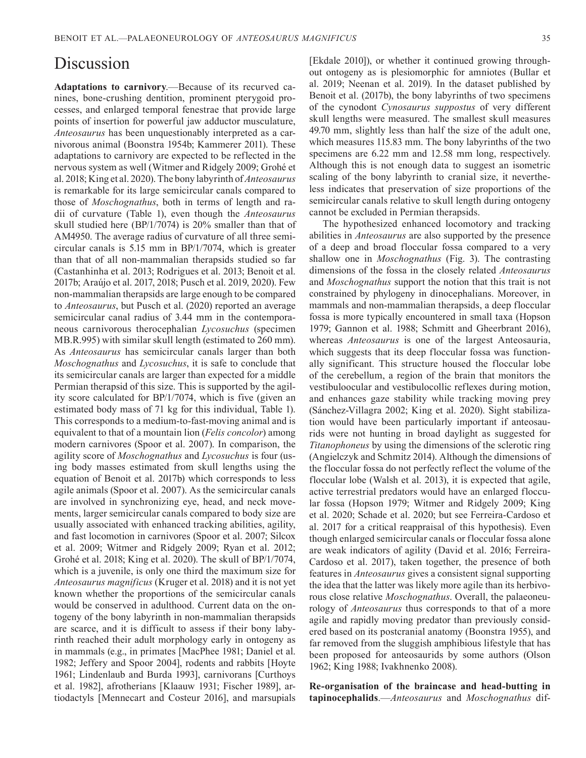# Discussion

**Adaptations to carnivory**.—Because of its recurved canines, bone-crushing dentition, prominent pterygoid processes, and enlarged temporal fenestrae that provide large points of insertion for powerful jaw adductor musculature, *Anteosaurus* has been unquestionably interpreted as a carnivorous animal (Boonstra 1954b; Kammerer 2011). These adaptations to carnivory are expected to be reflected in the nervous system as well (Witmer and Ridgely 2009; Grohé et al. 2018; King et al. 2020). The bony labyrinth of *Anteosaurus* is remarkable for its large semicircular canals compared to those of *Moschognathus*, both in terms of length and radii of curvature (Table 1), even though the *Anteosaurus* skull studied here (BP/1/7074) is 20% smaller than that of AM4950. The average radius of curvature of all three semicircular canals is 5.15 mm in BP/1/7074, which is greater than that of all non-mammalian therapsids studied so far (Castanhinha et al. 2013; Rodrigues et al. 2013; Benoit et al. 2017b; Araújo et al. 2017, 2018; Pusch et al. 2019, 2020). Few non-mammalian therapsids are large enough to be compared to *Anteosaurus*, but Pusch et al. (2020) reported an average semicircular canal radius of 3.44 mm in the contemporaneous carnivorous therocephalian *Lycosuchus* (specimen MB.R.995) with similar skull length (estimated to 260 mm). As *Anteosaurus* has semicircular canals larger than both *Moschognathus* and *Lycosuchus*, it is safe to conclude that its semicircular canals are larger than expected for a middle Permian therapsid of this size. This is supported by the agility score calculated for BP/1/7074, which is five (given an estimated body mass of 71 kg for this individual, Table 1). This corresponds to a medium-to-fast-moving animal and is equivalent to that of a mountain lion (*Felis concolor*) among modern carnivores (Spoor et al. 2007). In comparison, the agility score of *Moschognathus* and *Lycosuchus* is four (using body masses estimated from skull lengths using the equation of Benoit et al. 2017b) which corresponds to less agile animals (Spoor et al. 2007). As the semicircular canals are involved in synchronizing eye, head, and neck movements, larger semicircular canals compared to body size are usually associated with enhanced tracking abilities, agility, and fast locomotion in carnivores (Spoor et al. 2007; Silcox et al. 2009; Witmer and Ridgely 2009; Ryan et al. 2012; Grohé et al. 2018; King et al. 2020). The skull of BP/1/7074, which is a juvenile, is only one third the maximum size for *Anteosaurus magnificus* (Kruger et al. 2018) and it is not yet known whether the proportions of the semicircular canals would be conserved in adulthood. Current data on the ontogeny of the bony labyrinth in non-mammalian therapsids are scarce, and it is difficult to assess if their bony labyrinth reached their adult morphology early in ontogeny as in mammals (e.g., in primates [MacPhee 1981; Daniel et al. 1982; Jeffery and Spoor 2004], rodents and rabbits [Hoyte 1961; Lindenlaub and Burda 1993], carnivorans [Curthoys et al. 1982], afrotherians [Klaauw 1931; Fischer 1989], artiodactyls [Mennecart and Costeur 2016], and marsupials [Ekdale 2010]), or whether it continued growing throughout ontogeny as is plesiomorphic for amniotes (Bullar et al. 2019; Neenan et al. 2019). In the dataset published by Benoit et al. (2017b), the bony labyrinths of two specimens of the cynodont *Cynosaurus suppostus* of very different skull lengths were measured. The smallest skull measures 49.70 mm, slightly less than half the size of the adult one, which measures 115.83 mm. The bony labyrinths of the two specimens are 6.22 mm and 12.58 mm long, respectively. Although this is not enough data to suggest an isometric scaling of the bony labyrinth to cranial size, it nevertheless indicates that preservation of size proportions of the semicircular canals relative to skull length during ontogeny cannot be excluded in Permian therapsids.

The hypothesized enhanced locomotory and tracking abilities in *Anteosaurus* are also supported by the presence of a deep and broad floccular fossa compared to a very shallow one in *Moschognathus* (Fig. 3). The contrasting dimensions of the fossa in the closely related *Anteosaurus* and *Moschognathus* support the notion that this trait is not constrained by phylogeny in dinocephalians. Moreover, in mammals and non-mammalian therapsids, a deep floccular fossa is more typically encountered in small taxa (Hopson 1979; Gannon et al. 1988; Schmitt and Gheerbrant 2016), whereas *Anteosaurus* is one of the largest Anteosauria, which suggests that its deep floccular fossa was functionally significant. This structure housed the floccular lobe of the cerebellum, a region of the brain that monitors the vestibuloocular and vestibulocollic reflexes during motion, and enhances gaze stability while tracking moving prey (Sánchez-Villagra 2002; King et al. 2020). Sight stabilization would have been particularly important if anteosaurids were not hunting in broad daylight as suggested for *Titanophoneus* by using the dimensions of the sclerotic ring (Angielczyk and Schmitz 2014). Although the dimensions of the floccular fossa do not perfectly reflect the volume of the floccular lobe (Walsh et al. 2013), it is expected that agile, active terrestrial predators would have an enlarged floccular fossa (Hopson 1979; Witmer and Ridgely 2009; King et al. 2020; Schade et al. 2020; but see Ferreira-Cardoso et al. 2017 for a critical reappraisal of this hypothesis). Even though enlarged semicircular canals or floccular fossa alone are weak indicators of agility (David et al. 2016; Ferreira-Cardoso et al. 2017), taken together, the presence of both features in *Anteosaurus* gives a consistent signal supporting the idea that the latter was likely more agile than its herbivorous close relative *Moschognathus*. Overall, the palaeoneurology of *Anteosaurus* thus corresponds to that of a more agile and rapidly moving predator than previously considered based on its postcranial anatomy (Boonstra 1955), and far removed from the sluggish amphibious lifestyle that has been proposed for anteosaurids by some authors (Olson 1962; King 1988; Ivakhnenko 2008).

**Re-organisation of the braincase and head-butting in tapinocephalids**.—*Anteosaurus* and *Moschognathus* dif-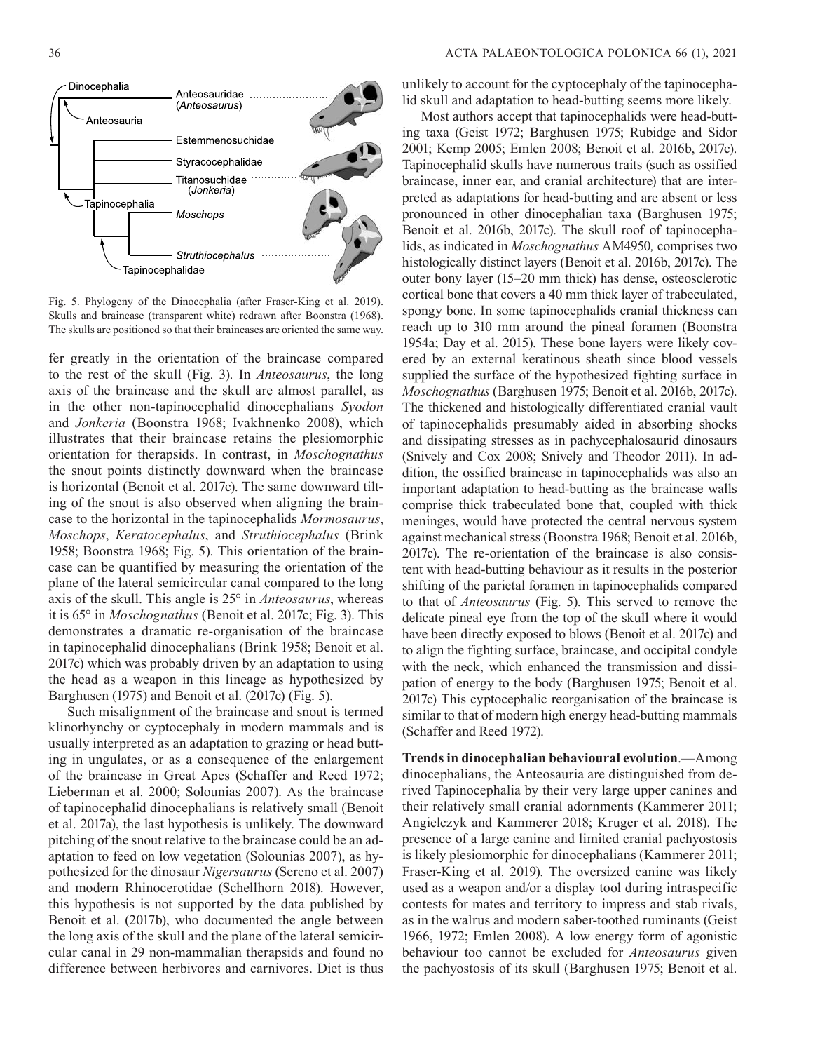Fig. 5. Phylogeny of the Dinocephalia (after Fraser-King et al. 2019). Skulls and braincase (transparent white) redrawn after Boonstra (1968). The skulls are positioned so that their braincases are oriented the same way.

fer greatly in the orientation of the braincase compared to the rest of the skull (Fig. 3). In *Anteosaurus*, the long axis of the braincase and the skull are almost parallel, as in the other non-tapinocephalid dinocephalians *Syodon* and *Jonkeria* (Boonstra 1968; Ivakhnenko 2008), which illustrates that their braincase retains the plesiomorphic orientation for therapsids. In contrast, in *Moschognathus* the snout points distinctly downward when the braincase is horizontal (Benoit et al. 2017c). The same downward tilting of the snout is also observed when aligning the braincase to the horizontal in the tapinocephalids *Mormosaurus*, *Moschops*, *Keratocephalus*, and *Struthiocephalus* (Brink 1958; Boonstra 1968; Fig. 5). This orientation of the braincase can be quantified by measuring the orientation of the plane of the lateral semicircular canal compared to the long axis of the skull. This angle is 25° in *Anteosaurus*, whereas it is 65° in *Moschognathus* (Benoit et al. 2017c; Fig. 3). This demonstrates a dramatic re-organisation of the braincase in tapinocephalid dinocephalians (Brink 1958; Benoit et al. 2017c) which was probably driven by an adaptation to using the head as a weapon in this lineage as hypothesized by Barghusen (1975) and Benoit et al. (2017c) (Fig. 5).

Such misalignment of the braincase and snout is termed klinorhynchy or cyptocephaly in modern mammals and is usually interpreted as an adaptation to grazing or head butting in ungulates, or as a consequence of the enlargement of the braincase in Great Apes (Schaffer and Reed 1972; Lieberman et al. 2000; Solounias 2007). As the braincase of tapinocephalid dinocephalians is relatively small (Benoit et al. 2017a), the last hypothesis is unlikely. The downward pitching of the snout relative to the braincase could be an adaptation to feed on low vegetation (Solounias 2007), as hypothesized for the dinosaur *Nigersaurus* (Sereno et al. 2007) and modern Rhinocerotidae (Schellhorn 2018). However, this hypothesis is not supported by the data published by Benoit et al. (2017b), who documented the angle between the long axis of the skull and the plane of the lateral semicircular canal in 29 non-mammalian therapsids and found no difference between herbivores and carnivores. Diet is thus unlikely to account for the cyptocephaly of the tapinocephalid skull and adaptation to head-butting seems more likely.

Most authors accept that tapinocephalids were head-butting taxa (Geist 1972; Barghusen 1975; Rubidge and Sidor 2001; Kemp 2005; Emlen 2008; Benoit et al. 2016b, 2017c). Tapinocephalid skulls have numerous traits (such as ossified braincase, inner ear, and cranial architecture) that are interpreted as adaptations for head-butting and are absent or less pronounced in other dinocephalian taxa (Barghusen 1975; Benoit et al. 2016b, 2017c). The skull roof of tapinocephalids, as indicated in *Moschognathus* AM4950*,* comprises two histologically distinct layers (Benoit et al. 2016b, 2017c). The outer bony layer (15–20 mm thick) has dense, osteosclerotic cortical bone that covers a 40 mm thick layer of trabeculated, spongy bone. In some tapinocephalids cranial thickness can reach up to 310 mm around the pineal foramen (Boonstra 1954a; Day et al. 2015). These bone layers were likely covered by an external keratinous sheath since blood vessels supplied the surface of the hypothesized fighting surface in *Moschognathus* (Barghusen 1975; Benoit et al. 2016b, 2017c). The thickened and histologically differentiated cranial vault of tapinocephalids presumably aided in absorbing shocks and dissipating stresses as in pachycephalosaurid dinosaurs (Snively and Cox 2008; Snively and Theodor 2011). In addition, the ossified braincase in tapinocephalids was also an important adaptation to head-butting as the braincase walls comprise thick trabeculated bone that, coupled with thick meninges, would have protected the central nervous system against mechanical stress (Boonstra 1968; Benoit et al. 2016b, 2017c). The re-orientation of the braincase is also consistent with head-butting behaviour as it results in the posterior shifting of the parietal foramen in tapinocephalids compared to that of *Anteosaurus* (Fig. 5). This served to remove the delicate pineal eye from the top of the skull where it would have been directly exposed to blows (Benoit et al. 2017c) and to align the fighting surface, braincase, and occipital condyle with the neck, which enhanced the transmission and dissipation of energy to the body (Barghusen 1975; Benoit et al. 2017c) This cyptocephalic reorganisation of the braincase is similar to that of modern high energy head-butting mammals (Schaffer and Reed 1972).

**Trends in dinocephalian behavioural evolution**.—Among dinocephalians, the Anteosauria are distinguished from derived Tapinocephalia by their very large upper canines and their relatively small cranial adornments (Kammerer 2011; Angielczyk and Kammerer 2018; Kruger et al. 2018). The presence of a large canine and limited cranial pachyostosis is likely plesiomorphic for dinocephalians (Kammerer 2011; Fraser-King et al. 2019). The oversized canine was likely used as a weapon and/or a display tool during intraspecific contests for mates and territory to impress and stab rivals, as in the walrus and modern saber-toothed ruminants (Geist 1966, 1972; Emlen 2008). A low energy form of agonistic behaviour too cannot be excluded for *Anteosaurus* given the pachyostosis of its skull (Barghusen 1975; Benoit et al.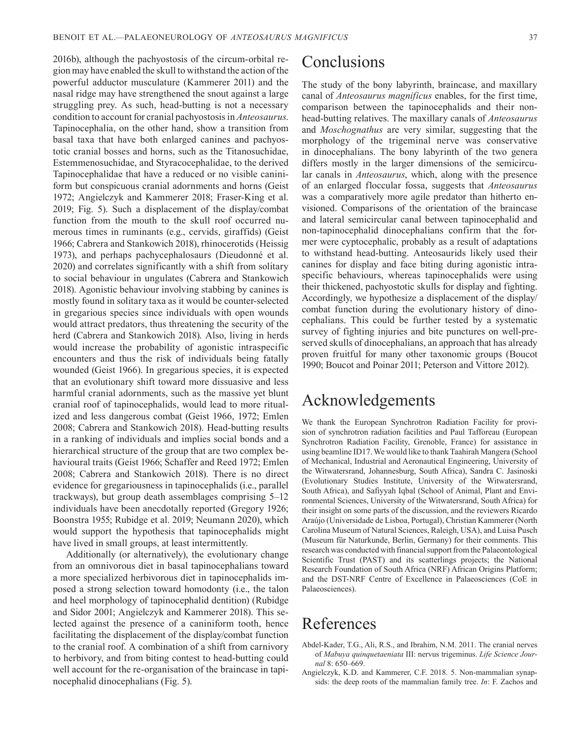2016b), although the pachyostosis of the circum-orbital region may have enabled the skull to withstand the action of the powerful adductor musculature (Kammerer 2011) and the nasal ridge may have strengthened the snout against a large struggling prey. As such, head-butting is not a necessary condition to account for cranial pachyostosis in *Anteosaurus*. Tapinocephalia, on the other hand, show a transition from basal taxa that have both enlarged canines and pachyostotic cranial bosses and horns, such as the Titanosuchidae, Estemmenosuchidae, and Styracocephalidae, to the derived Tapinocephalidae that have a reduced or no visible caniniform but conspicuous cranial adornments and horns (Geist 1972; Angielczyk and Kammerer 2018; Fraser-King et al. 2019; Fig. 5). Such a displacement of the display/combat function from the mouth to the skull roof occurred numerous times in ruminants (e.g., cervids, giraffids) (Geist 1966; Cabrera and Stankowich 2018), rhinocerotids (Heissig 1973), and perhaps pachycephalosaurs (Dieudonné et al. 2020) and correlates significantly with a shift from solitary to social behaviour in ungulates (Cabrera and Stankowich 2018). Agonistic behaviour involving stabbing by canines is mostly found in solitary taxa as it would be counter-selected in gregarious species since individuals with open wounds would attract predators, thus threatening the security of the herd (Cabrera and Stankowich 2018). Also, living in herds would increase the probability of agonistic intraspecific encounters and thus the risk of individuals being fatally wounded (Geist 1966). In gregarious species, it is expected that an evolutionary shift toward more dissuasive and less harmful cranial adornments, such as the massive yet blunt cranial roof of tapinocephalids, would lead to more ritualized and less dangerous combat (Geist 1966, 1972; Emlen 2008; Cabrera and Stankowich 2018). Head-butting results in a ranking of individuals and implies social bonds and a hierarchical structure of the group that are two complex behavioural traits (Geist 1966; Schaffer and Reed 1972; Emlen 2008; Cabrera and Stankowich 2018). There is no direct evidence for gregariousness in tapinocephalids (i.e., parallel trackways), but group death assemblages comprising 5–12 individuals have been anecdotally reported (Gregory 1926; Boonstra 1955; Rubidge et al. 2019; Neumann 2020), which would support the hypothesis that tapinocephalids might have lived in small groups, at least intermittently.

Additionally (or alternatively), the evolutionary change from an omnivorous diet in basal tapinocephalians toward a more specialized herbivorous diet in tapinocephalids imposed a strong selection toward homodonty (i.e., the talon and heel morphology of tapinocephalid dentition) (Rubidge and Sidor 2001; Angielczyk and Kammerer 2018). This selected against the presence of a caniniform tooth, hence facilitating the displacement of the display/combat function to the cranial roof. A combination of a shift from carnivory to herbivory, and from biting contest to head-butting could well account for the re-organisation of the braincase in tapinocephalid dinocephalians (Fig. 5).

# Conclusions

The study of the bony labyrinth, braincase, and maxillary canal of *Anteosaurus magnificus* enables, for the first time, comparison between the tapinocephalids and their non-head-butting relatives. The maxillary canals of *Anteosaurus* and *Moschognathus* are very similar, suggesting that the morphology of the trigeminal nerve was conservative in dinocephalians. The bony labyrinth of the two genera differs mostly in the larger dimensions of the semicircular canals in *Anteosaurus*, which, along with the presence of an enlarged floccular fossa, suggests that *Anteosaurus* was a comparatively more agile predator than hitherto envisioned. Comparisons of the orientation of the braincase and lateral semicircular canal between tapinocephalid and non-tapinocephalid dinocephalians confirm that the former were cyptocephalic, probably as a result of adaptations to withstand head-butting. Anteosaurids likely used their canines for display and face biting during agonistic intraspecific behaviours, whereas tapinocephalids were using their thickened, pachyostotic skulls for display and fighting. Accordingly, we hypothesize a displacement of the display/combat function during the evolutionary history of dinocephalians. This could be further tested by a systematic survey of fighting injuries and bite punctures on well-preserved skulls of dinocephalians, an approach that has already proven fruitful for many other taxonomic groups (Boucot 1990; Boucot and Poinar 2011; Peterson and Vittore 2012).

# Acknowledgements

We thank the European Synchrotron Radiation Facility for provision of synchrotron radiation facilities and Paul Tafforeau (European Synchrotron Radiation Facility, Grenoble, France) for assistance in using beamline ID17. We would like to thank Taahirah Mangera (School of Mechanical, Industrial and Aeronautical Engineering, University of the Witwatersrand, Johannesburg, South Africa), Sandra C. Jasinoski (Evolutionary Studies Institute, University of the Witwatersrand, South Africa), and Safiyyah Iqbal (School of Animal, Plant and Environmental Sciences, University of the Witwatersrand, South Africa) for their insight on some parts of the discussion, and the reviewers Ricardo Araújo (Universidade de Lisboa, Portugal), Christian Kammerer (North Carolina Museum of Natural Sciences, Raleigh, USA), and Luisa Pusch (Museum für Naturkunde, Berlin, Germany) for their comments. This research was conducted with financial support from the Palaeontological Scientific Trust (PAST) and its scatterlings projects; the National Research Foundation of South Africa (NRF) African Origins Platform; and the DST-NRF Centre of Excellence in Palaeosciences (CoE in Palaeosciences).

# References

Abdel-Kader, T.G., Ali, R.S., and Ibrahim, N.M. 2011. The cranial nerves of *Mabuya quinquetaeniata* III: nervus trigeminus. *Life Science Journal* 8: 650–669.

Angielczyk, K.D. and Kammerer, C.F. 2018. 5. Non-mammalian synapsids: the deep roots of the mammalian family tree. *In*: F. Zachos and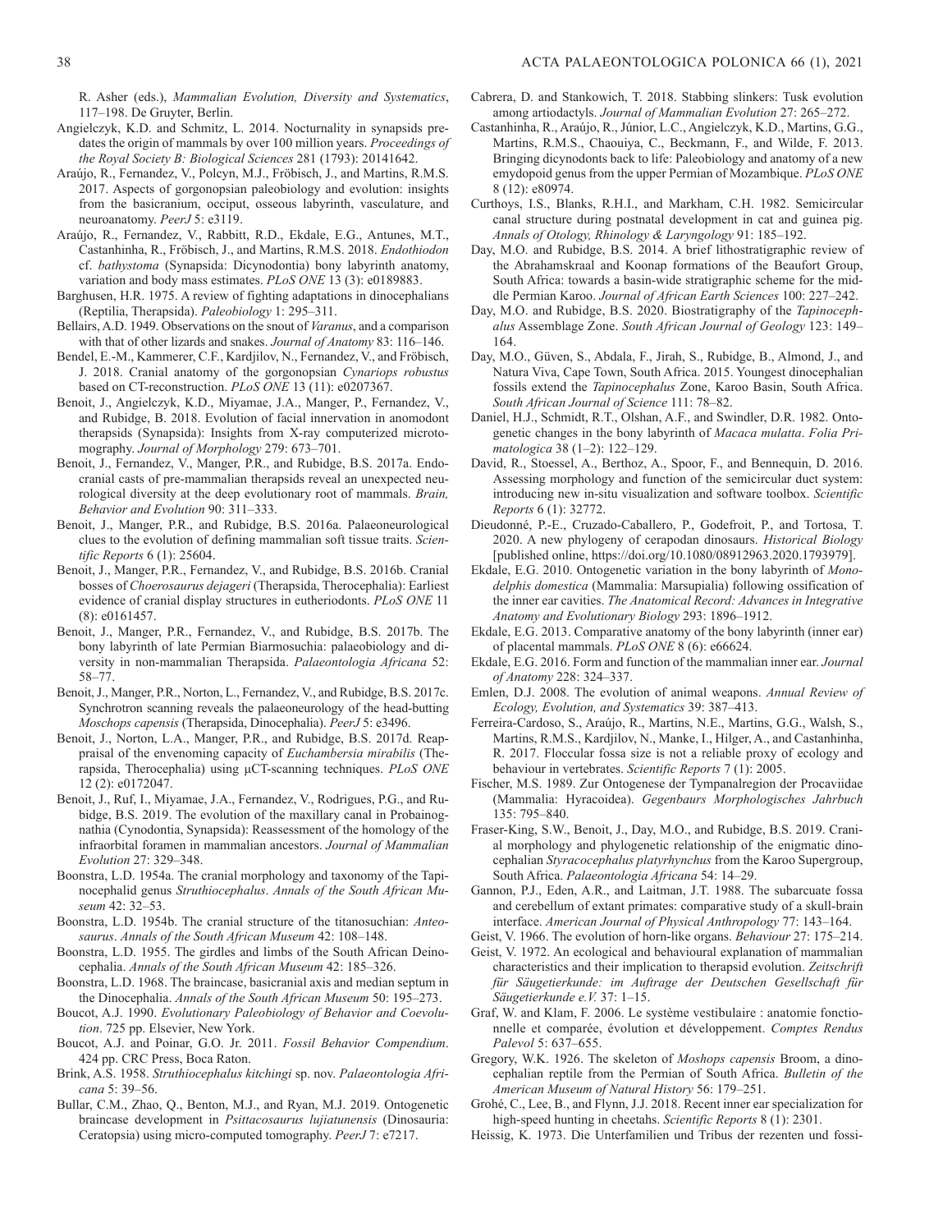R. Asher (eds.), *Mammalian Evolution, Diversity and Systematics*, 117–198. De Gruyter, Berlin.

Angielczyk, K.D. and Schmitz, L. 2014. Nocturnality in synapsids predates the origin of mammals by over 100 million years. *Proceedings of the Royal Society B: Biological Sciences* 281 (1793): 20141642.

Araújo, R., Fernandez, V., Polcyn, M.J., Fröbisch, J., and Martins, R.M.S. 2017. Aspects of gorgonopsian paleobiology and evolution: insights from the basicranium, occiput, osseous labyrinth, vasculature, and neuroanatomy. *PeerJ* 5: e3119.

Araújo, R., Fernandez, V., Rabbitt, R.D., Ekdale, E.G., Antunes, M.T., Castanhinha, R., Fröbisch, J., and Martins, R.M.S. 2018. *Endothiodon* cf. *bathystoma* (Synapsida: Dicynodontia) bony labyrinth anatomy, variation and body mass estimates. *PLoS ONE* 13 (3): e0189883.

Barghusen, H.R. 1975. A review of fighting adaptations in dinocephalians (Reptilia, Therapsida). *Paleobiology* 1: 295–311.

Bellairs, A.D. 1949. Observations on the snout of *Varanus*, and a comparison with that of other lizards and snakes. *Journal of Anatomy* 83: 116–146.

Bendel, E.-M., Kammerer, C.F., Kardjilov, N., Fernandez, V., and Fröbisch, J. 2018. Cranial anatomy of the gorgonopsian *Cynariops robustus* based on CT-reconstruction. *PLoS ONE* 13 (11): e0207367.

Benoit, J., Angielczyk, K.D., Miyamae, J.A., Manger, P., Fernandez, V., and Rubidge, B. 2018. Evolution of facial innervation in anomodont therapsids (Synapsida): Insights from X-ray computerized microtomography. *Journal of Morphology* 279: 673–701.

Benoit, J., Fernandez, V., Manger, P.R., and Rubidge, B.S. 2017a. Endocranial casts of pre-mammalian therapsids reveal an unexpected neurological diversity at the deep evolutionary root of mammals. *Brain, Behavior and Evolution* 90: 311–333.

Benoit, J., Manger, P.R., and Rubidge, B.S. 2016a. Palaeoneurological clues to the evolution of defining mammalian soft tissue traits. *Scientific Reports* 6 (1): 25604.

Benoit, J., Manger, P.R., Fernandez, V., and Rubidge, B.S. 2016b. Cranial bosses of *Choerosaurus dejageri* (Therapsida, Therocephalia): Earliest evidence of cranial display structures in eutheriodonts. *PLoS ONE* 11 (8): e0161457.

Benoit, J., Manger, P.R., Fernandez, V., and Rubidge, B.S. 2017b. The bony labyrinth of late Permian Biarmosuchia: palaeobiology and diversity in non-mammalian Therapsida. *Palaeontologia Africana* 52: 58–77.

Benoit, J., Manger, P.R., Norton, L., Fernandez, V., and Rubidge, B.S. 2017c. Synchrotron scanning reveals the palaeoneurology of the head-butting *Moschops capensis* (Therapsida, Dinocephalia). *PeerJ* 5: e3496.

Benoit, J., Norton, L.A., Manger, P.R., and Rubidge, B.S. 2017d. Reappraisal of the envenoming capacity of *Euchambersia mirabilis* (Therapsida, Therocephalia) using µCT-scanning techniques. *PLoS ONE* 12 (2): e0172047.

Benoit, J., Ruf, I., Miyamae, J.A., Fernandez, V., Rodrigues, P.G., and Rubidge, B.S. 2019. The evolution of the maxillary canal in Probainognathia (Cynodontia, Synapsida): Reassessment of the homology of the infraorbital foramen in mammalian ancestors. *Journal of Mammalian Evolution* 27: 329–348.

Boonstra, L.D. 1954a. The cranial morphology and taxonomy of the Tapinocephalid genus *Struthiocephalus*. *Annals of the South African Museum* 42: 32–53.

Boonstra, L.D. 1954b. The cranial structure of the titanosuchian: *Anteosaurus*. *Annals of the South African Museum* 42: 108–148.

Boonstra, L.D. 1955. The girdles and limbs of the South African Deinocephalia. *Annals of the South African Museum* 42: 185–326.

Boonstra, L.D. 1968. The braincase, basicranial axis and median septum in the Dinocephalia. *Annals of the South African Museum* 50: 195–273.

Boucot, A.J. 1990. *Evolutionary Paleobiology of Behavior and Coevolution*. 725 pp. Elsevier, New York.

Boucot, A.J. and Poinar, G.O. Jr. 2011. *Fossil Behavior Compendium*. 424 pp. CRC Press, Boca Raton.

Brink, A.S. 1958. *Struthiocephalus kitchingi* sp. nov. *Palaeontologia Africana* 5: 39–56.

Bullar, C.M., Zhao, Q., Benton, M.J., and Ryan, M.J. 2019. Ontogenetic braincase development in *Psittacosaurus lujiatunensis* (Dinosauria: Ceratopsia) using micro-computed tomography. *PeerJ* 7: e7217.

Cabrera, D. and Stankowich, T. 2018. Stabbing slinkers: Tusk evolution among artiodactyls. *Journal of Mammalian Evolution* 27: 265–272.

Castanhinha, R., Araújo, R., Júnior, L.C., Angielczyk, K.D., Martins, G.G., Martins, R.M.S., Chaouiya, C., Beckmann, F., and Wilde, F. 2013. Bringing dicynodonts back to life: Paleobiology and anatomy of a new emydopoid genus from the upper Permian of Mozambique. *PLoS ONE* 8 (12): e80974.

Curthoys, I.S., Blanks, R.H.I., and Markham, C.H. 1982. Semicircular canal structure during postnatal development in cat and guinea pig. *Annals of Otology, Rhinology & Laryngology* 91: 185–192.

Day, M.O. and Rubidge, B.S. 2014. A brief lithostratigraphic review of the Abrahamskraal and Koonap formations of the Beaufort Group, South Africa: towards a basin-wide stratigraphic scheme for the middle Permian Karoo. *Journal of African Earth Sciences* 100: 227–242.

Day, M.O. and Rubidge, B.S. 2020. Biostratigraphy of the *Tapinocephalus* Assemblage Zone. *South African Journal of Geology* 123: 149–164.

Day, M.O., Güven, S., Abdala, F., Jirah, S., Rubidge, B., Almond, J., and Natura Viva, Cape Town, South Africa. 2015. Youngest dinocephalian fossils extend the *Tapinocephalus* Zone, Karoo Basin, South Africa. *South African Journal of Science* 111: 78–82.

Daniel, H.J., Schmidt, R.T., Olshan, A.F., and Swindler, D.R. 1982. Ontogenetic changes in the bony labyrinth of *Macaca mulatta*. *Folia Primatologica* 38 (1–2): 122–129.

David, R., Stoessel, A., Berthoz, A., Spoor, F., and Bennequin, D. 2016. Assessing morphology and function of the semicircular duct system: introducing new in-situ visualization and software toolbox. *Scientific Reports* 6 (1): 32772.

Dieudonné, P.-E., Cruzado-Caballero, P., Godefroit, P., and Tortosa, T. 2020. A new phylogeny of cerapodan dinosaurs. *Historical Biology* [published online, https://doi.org/10.1080/08912963.2020.1793979].

Ekdale, E.G. 2010. Ontogenetic variation in the bony labyrinth of *Monodelphis domestica* (Mammalia: Marsupialia) following ossification of the inner ear cavities. *The Anatomical Record: Advances in Integrative Anatomy and Evolutionary Biology* 293: 1896–1912.

Ekdale, E.G. 2013. Comparative anatomy of the bony labyrinth (inner ear) of placental mammals. *PLoS ONE* 8 (6): e66624.

Ekdale, E.G. 2016. Form and function of the mammalian inner ear. *Journal of Anatomy* 228: 324–337.

Emlen, D.J. 2008. The evolution of animal weapons. *Annual Review of Ecology, Evolution, and Systematics* 39: 387–413.

Ferreira-Cardoso, S., Araújo, R., Martins, N.E., Martins, G.G., Walsh, S., Martins, R.M.S., Kardjilov, N., Manke, I., Hilger, A., and Castanhinha, R. 2017. Floccular fossa size is not a reliable proxy of ecology and behaviour in vertebrates. *Scientific Reports* 7 (1): 2005.

Fischer, M.S. 1989. Zur Ontogenese der Tympanalregion der Procaviidae (Mammalia: Hyracoidea). *Gegenbaurs Morphologisches Jahrbuch* 135: 795–840.

Fraser-King, S.W., Benoit, J., Day, M.O., and Rubidge, B.S. 2019. Cranial morphology and phylogenetic relationship of the enigmatic dinocephalian *Styracocephalus platyrhynchus* from the Karoo Supergroup, South Africa. *Palaeontologia Africana* 54: 14–29.

Gannon, P.J., Eden, A.R., and Laitman, J.T. 1988. The subarcuate fossa and cerebellum of extant primates: comparative study of a skull-brain interface. *American Journal of Physical Anthropology* 77: 143–164.

Geist, V. 1966. The evolution of horn-like organs. *Behaviour* 27: 175–214.

Geist, V. 1972. An ecological and behavioural explanation of mammalian characteristics and their implication to therapsid evolution. *Zeitschrift für Säugetierkunde: im Auftrage der Deutschen Gesellschaft für Säugetierkunde e.V.* 37: 1–15.

Graf, W. and Klam, F. 2006. Le système vestibulaire : anatomie fonctionnelle et comparée, évolution et développement. *Comptes Rendus Palevol* 5: 637–655.

Gregory, W.K. 1926. The skeleton of *Moshops capensis* Broom, a dinocephalian reptile from the Permian of South Africa. *Bulletin of the American Museum of Natural History* 56: 179–251.

Grohé, C., Lee, B., and Flynn, J.J. 2018. Recent inner ear specialization for high-speed hunting in cheetahs. *Scientific Reports* 8 (1): 2301.

Heissig, K. 1973. Die Unterfamilien und Tribus der rezenten und fossi-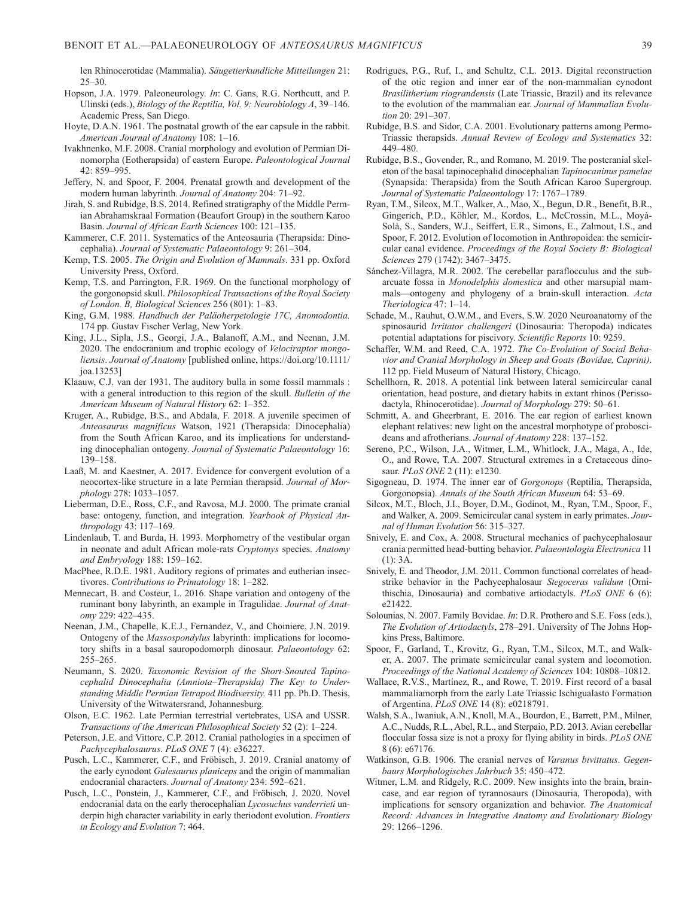len Rhinocerotidae (Mammalia). *Säugetierkundliche Mitteilungen* 21: 25–30.

Hopson, J.A. 1979. Paleoneurology. *In*: C. Gans, R.G. Northcutt, and P. Ulinski (eds.), *Biology of the Reptilia, Vol. 9: Neurobiology A*, 39–146. Academic Press, San Diego.

Hoyte, D.A.N. 1961. The postnatal growth of the ear capsule in the rabbit. *American Journal of Anatomy* 108: 1–16.

Ivakhnenko, M.F. 2008. Cranial morphology and evolution of Permian Dinomorpha (Eotherapsida) of eastern Europe. *Paleontological Journal* 42: 859–995.

Jeffery, N. and Spoor, F. 2004. Prenatal growth and development of the modern human labyrinth. *Journal of Anatomy* 204: 71–92.

Jirah, S. and Rubidge, B.S. 2014. Refined stratigraphy of the Middle Permian Abrahamskraal Formation (Beaufort Group) in the southern Karoo Basin. *Journal of African Earth Sciences* 100: 121–135.

Kammerer, C.F. 2011. Systematics of the Anteosauria (Therapsida: Dinocephalia). *Journal of Systematic Palaeontology* 9: 261–304.

Kemp, T.S. 2005. *The Origin and Evolution of Mammals*. 331 pp. Oxford University Press, Oxford.

Kemp, T.S. and Parrington, F.R. 1969. On the functional morphology of the gorgonopsid skull. *Philosophical Transactions of the Royal Society of London. B, Biological Sciences* 256 (801): 1–83.

King, G.M. 1988. *Handbuch der Paläoherpetologie 17C, Anomodontia.* 174 pp. Gustav Fischer Verlag, New York.

King, J.L., Sipla, J.S., Georgi, J.A., Balanoff, A.M., and Neenan, J.M. 2020. The endocranium and trophic ecology of *Velociraptor mongoliensis*. *Journal of Anatomy* [published online, https://doi.org/10.1111/joa.13253]

Klaauw, C.J. van der 1931. The auditory bulla in some fossil mammals : with a general introduction to this region of the skull. *Bulletin of the American Museum of Natural History* 62: 1–352.

Kruger, A., Rubidge, B.S., and Abdala, F. 2018. A juvenile specimen of *Anteosaurus magnificus* Watson, 1921 (Therapsida: Dinocephalia) from the South African Karoo, and its implications for understanding dinocephalian ontogeny. *Journal of Systematic Palaeontology* 16: 139–158.

Laaß, M. and Kaestner, A. 2017. Evidence for convergent evolution of a neocortex-like structure in a late Permian therapsid. *Journal of Morphology* 278: 1033–1057.

Lieberman, D.E., Ross, C.F., and Ravosa, M.J. 2000. The primate cranial base: ontogeny, function, and integration. *Yearbook of Physical Anthropology* 43: 117–169.

Lindenlaub, T. and Burda, H. 1993. Morphometry of the vestibular organ in neonate and adult African mole-rats *Cryptomys* species. *Anatomy and Embryology* 188: 159–162.

MacPhee, R.D.E. 1981. Auditory regions of primates and eutherian insectivores. *Contributions to Primatology* 18: 1–282.

Mennecart, B. and Costeur, L. 2016. Shape variation and ontogeny of the ruminant bony labyrinth, an example in Tragulidae. *Journal of Anatomy* 229: 422–435.

Neenan, J.M., Chapelle, K.E.J., Fernandez, V., and Choiniere, J.N. 2019. Ontogeny of the *Massospondylus* labyrinth: implications for locomotory shifts in a basal sauropodomorph dinosaur. *Palaeontology* 62: 255–265.

Neumann, S. 2020. *Taxonomic Revision of the Short-Snouted Tapinocephalid Dinocephalia (Amniota–Therapsida) The Key to Understanding Middle Permian Tetrapod Biodiversity.* 411 pp. Ph.D. Thesis, University of the Witwatersrand, Johannesburg.

Olson, E.C. 1962. Late Permian terrestrial vertebrates, USA and USSR. *Transactions of the American Philosophical Society* 52 (2): 1–224.

Peterson, J.E. and Vittore, C.P. 2012. Cranial pathologies in a specimen of *Pachycephalosaurus*. *PLoS ONE* 7 (4): e36227.

Pusch, L.C., Kammerer, C.F., and Fröbisch, J. 2019. Cranial anatomy of the early cynodont *Galesaurus planiceps* and the origin of mammalian endocranial characters. *Journal of Anatomy* 234: 592–621.

Pusch, L.C., Ponstein, J., Kammerer, C.F., and Fröbisch, J. 2020. Novel endocranial data on the early therocephalian *Lycosuchus vanderrieti* underpin high character variability in early theriodont evolution. *Frontiers in Ecology and Evolution* 7: 464.

Rodrigues, P.G., Ruf, I., and Schultz, C.L. 2013. Digital reconstruction of the otic region and inner ear of the non-mammalian cynodont *Brasilitherium riograndensis* (Late Triassic, Brazil) and its relevance to the evolution of the mammalian ear. *Journal of Mammalian Evolution* 20: 291–307.

Rubidge, B.S. and Sidor, C.A. 2001. Evolutionary patterns among Permo-Triassic therapsids. *Annual Review of Ecology and Systematics* 32: 449–480.

Rubidge, B.S., Govender, R., and Romano, M. 2019. The postcranial skeleton of the basal tapinocephalid dinocephalian *Tapinocaninus pamelae* (Synapsida: Therapsida) from the South African Karoo Supergroup. *Journal of Systematic Palaeontology* 17: 1767–1789.

Ryan, T.M., Silcox, M.T., Walker, A., Mao, X., Begun, D.R., Benefit, B.R., Gingerich, P.D., Köhler, M., Kordos, L., McCrossin, M.L., Moyà-Solà, S., Sanders, W.J., Seiffert, E.R., Simons, E., Zalmout, I.S., and Spoor, F. 2012. Evolution of locomotion in Anthropoidea: the semicircular canal evidence. *Proceedings of the Royal Society B: Biological Sciences* 279 (1742): 3467–3475.

Sánchez-Villagra, M.R. 2002. The cerebellar paraflocculus and the subarcuate fossa in *Monodelphis domestica* and other marsupial mammals—ontogeny and phylogeny of a brain-skull interaction. *Acta Theriologica* 47: 1–14.

Schade, M., Rauhut, O.W.M., and Evers, S.W. 2020 Neuroanatomy of the spinosaurid *Irritator challengeri* (Dinosauria: Theropoda) indicates potential adaptations for piscivory. *Scientific Reports* 10: 9259.

Schaffer, W.M. and Reed, C.A. 1972. *The Co-Evolution of Social Behavior and Cranial Morphology in Sheep and Goats (Bovidae, Caprini)*. 112 pp. Field Museum of Natural History, Chicago.

Schellhorn, R. 2018. A potential link between lateral semicircular canal orientation, head posture, and dietary habits in extant rhinos (Perissodactyla, Rhinocerotidae). *Journal of Morphology* 279: 50–61.

Schmitt, A. and Gheerbrant, E. 2016. The ear region of earliest known elephant relatives: new light on the ancestral morphotype of proboscideans and afrotherians. *Journal of Anatomy* 228: 137–152.

Sereno, P.C., Wilson, J.A., Witmer, L.M., Whitlock, J.A., Maga, A., Ide, O., and Rowe, T.A. 2007. Structural extremes in a Cretaceous dinosaur. *PLoS ONE* 2 (11): e1230.

Sigogneau, D. 1974. The inner ear of *Gorgonops* (Reptilia, Therapsida, Gorgonopsia). *Annals of the South African Museum* 64: 53–69.

Silcox, M.T., Bloch, J.I., Boyer, D.M., Godinot, M., Ryan, T.M., Spoor, F., and Walker, A. 2009. Semicircular canal system in early primates. *Journal of Human Evolution* 56: 315–327.

Snively, E. and Cox, A. 2008. Structural mechanics of pachycephalosaur crania permitted head-butting behavior. *Palaeontologia Electronica* 11 (1): 3A.

Snively, E. and Theodor, J.M. 2011. Common functional correlates of head-strike behavior in the Pachycephalosaur *Stegoceras validum* (Ornithischia, Dinosauria) and combative artiodactyls. *PLoS ONE* 6 (6): e21422.

Solounias, N. 2007. Family Bovidae. *In*: D.R. Prothero and S.E. Foss (eds.), *The Evolution of Artiodactyls*, 278–291. University of The Johns Hopkins Press, Baltimore.

Spoor, F., Garland, T., Krovitz, G., Ryan, T.M., Silcox, M.T., and Walker, A. 2007. The primate semicircular canal system and locomotion. *Proceedings of the National Academy of Sciences* 104: 10808–10812.

Wallace, R.V.S., Martínez, R., and Rowe, T. 2019. First record of a basal mammaliamorph from the early Late Triassic Ischigualasto Formation of Argentina. *PLoS ONE* 14 (8): e0218791.

Walsh, S.A., Iwaniuk, A.N., Knoll, M.A., Bourdon, E., Barrett, P.M., Milner, A.C., Nudds, R.L., Abel, R.L., and Sterpaio, P.D. 2013. Avian cerebellar floccular fossa size is not a proxy for flying ability in birds. *PLoS ONE* 8 (6): e67176.

Watkinson, G.B. 1906. The cranial nerves of *Varanus bivittatus*. *Gegenbaurs Morphologisches Jahrbuch* 35: 450–472.

Witmer, L.M. and Ridgely, R.C. 2009. New insights into the brain, braincase, and ear region of tyrannosaurs (Dinosauria, Theropoda), with implications for sensory organization and behavior. *The Anatomical Record: Advances in Integrative Anatomy and Evolutionary Biology* 29: 1266–1296.